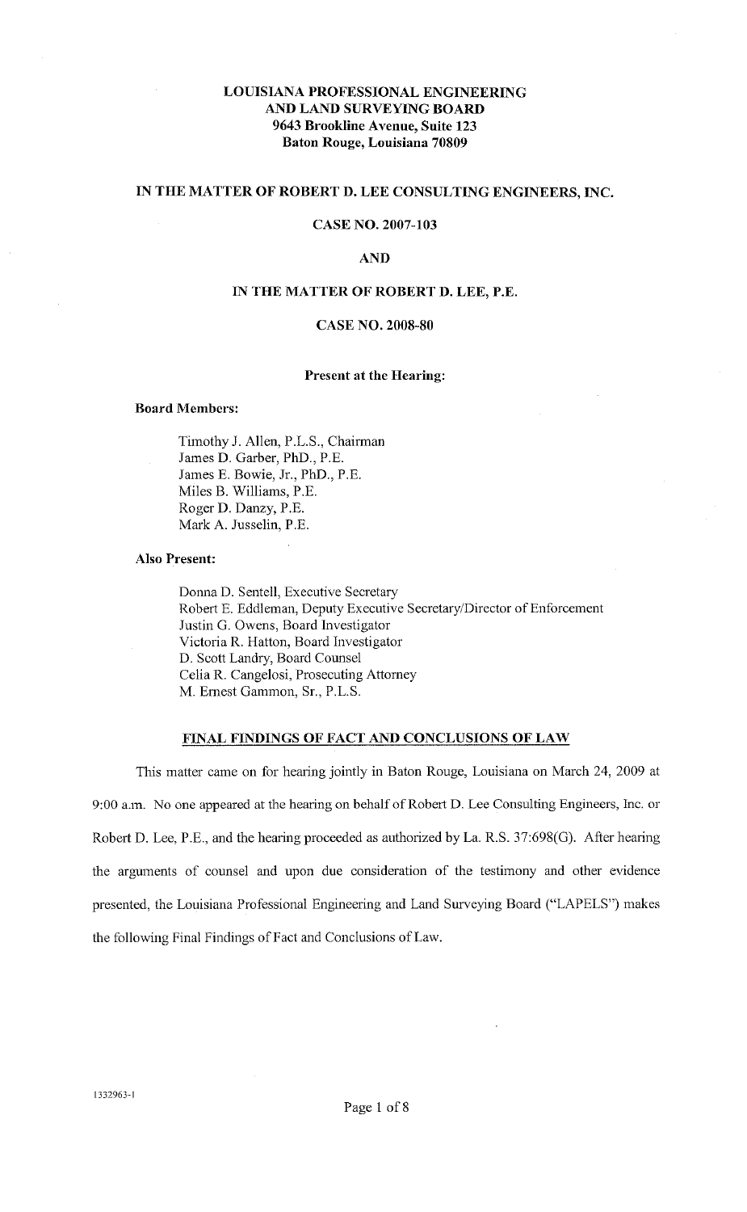**LOUISIANA PROFESSIONAL ENGINEERING AND LAND SURVEYING BOARD**
**9643 Brookline Avenue, Suite 123**
**Baton Rouge, Louisiana 70809**

**IN THE MATTER OF ROBERT D. LEE CONSULTING ENGINEERS, INC.**

**CASE NO. 2007-103**

**AND**

**IN THE MATTER OF ROBERT D. LEE, P.E.**

**CASE NO. 2008-80**

**Present at the Hearing:**

**Board Members:**

Timothy J. Allen, P.L.S., Chairman
James D. Garber, PhD., P.E.
James E. Bowie, Jr., PhD., P.E.
Miles B. Williams, P.E.
Roger D. Danzy, P.E.
Mark A. Jusselin, P.E.

**Also Present:**

Donna D. Sentell, Executive Secretary
Robert E. Eddleman, Deputy Executive Secretary/Director of Enforcement
Justin G. Owens, Board Investigator
Victoria R. Hatton, Board Investigator
D. Scott Landry, Board Counsel
Celia R. Cangelosi, Prosecuting Attorney
M. Ernest Gammon, Sr., P.L.S.

**FINAL FINDINGS OF FACT AND CONCLUSIONS OF LAW**

This matter came on for hearing jointly in Baton Rouge, Louisiana on March 24, 2009 at 9:00 a.m. No one appeared at the hearing on behalf of Robert D. Lee Consulting Engineers, Inc. or Robert D. Lee, P.E., and the hearing proceeded as authorized by La. R.S. 37:698(G). After hearing the arguments of counsel and upon due consideration of the testimony and other evidence presented, the Louisiana Professional Engineering and Land Surveying Board ("LAPELS") makes the following Final Findings of Fact and Conclusions of Law.

1332963-1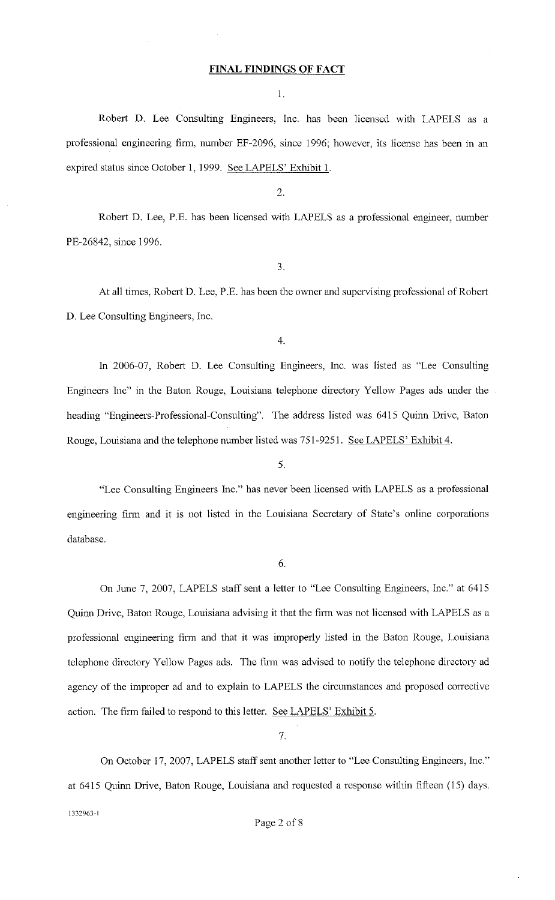**FINAL FINDINGS OF FACT**

1.

Robert D. Lee Consulting Engineers, Inc. has been licensed with LAPELS as a professional engineering firm, number EF-2096, since 1996; however, its license has been in an expired status since October 1, 1999. See LAPELS' Exhibit 1.

2.

Robert D. Lee, P.E. has been licensed with LAPELS as a professional engineer, number PE-26842, since 1996.

3.

At all times, Robert D. Lee, P.E. has been the owner and supervising professional of Robert D. Lee Consulting Engineers, Inc.

4.

In 2006-07, Robert D. Lee Consulting Engineers, Inc. was listed as "Lee Consulting Engineers Inc" in the Baton Rouge, Louisiana telephone directory Yellow Pages ads under the heading "Engineers-Professional-Consulting". The address listed was 6415 Quinn Drive, Baton Rouge, Louisiana and the telephone number listed was 751-9251. See LAPELS' Exhibit 4.

5.

"Lee Consulting Engineers Inc." has never been licensed with LAPELS as a professional engineering firm and it is not listed in the Louisiana Secretary of State's online corporations database.

6.

On June 7, 2007, LAPELS staff sent a letter to "Lee Consulting Engineers, Inc." at 6415 Quinn Drive, Baton Rouge, Louisiana advising it that the firm was not licensed with LAPELS as a professional engineering firm and that it was improperly listed in the Baton Rouge, Louisiana telephone directory Yellow Pages ads. The firm was advised to notify the telephone directory ad agency of the improper ad and to explain to LAPELS the circumstances and proposed corrective action. The firm failed to respond to this letter. See LAPELS' Exhibit 5.

7.

On October 17, 2007, LAPELS staff sent another letter to "Lee Consulting Engineers, Inc." at 6415 Quinn Drive, Baton Rouge, Louisiana and requested a response within fifteen (15) days.

1332963-1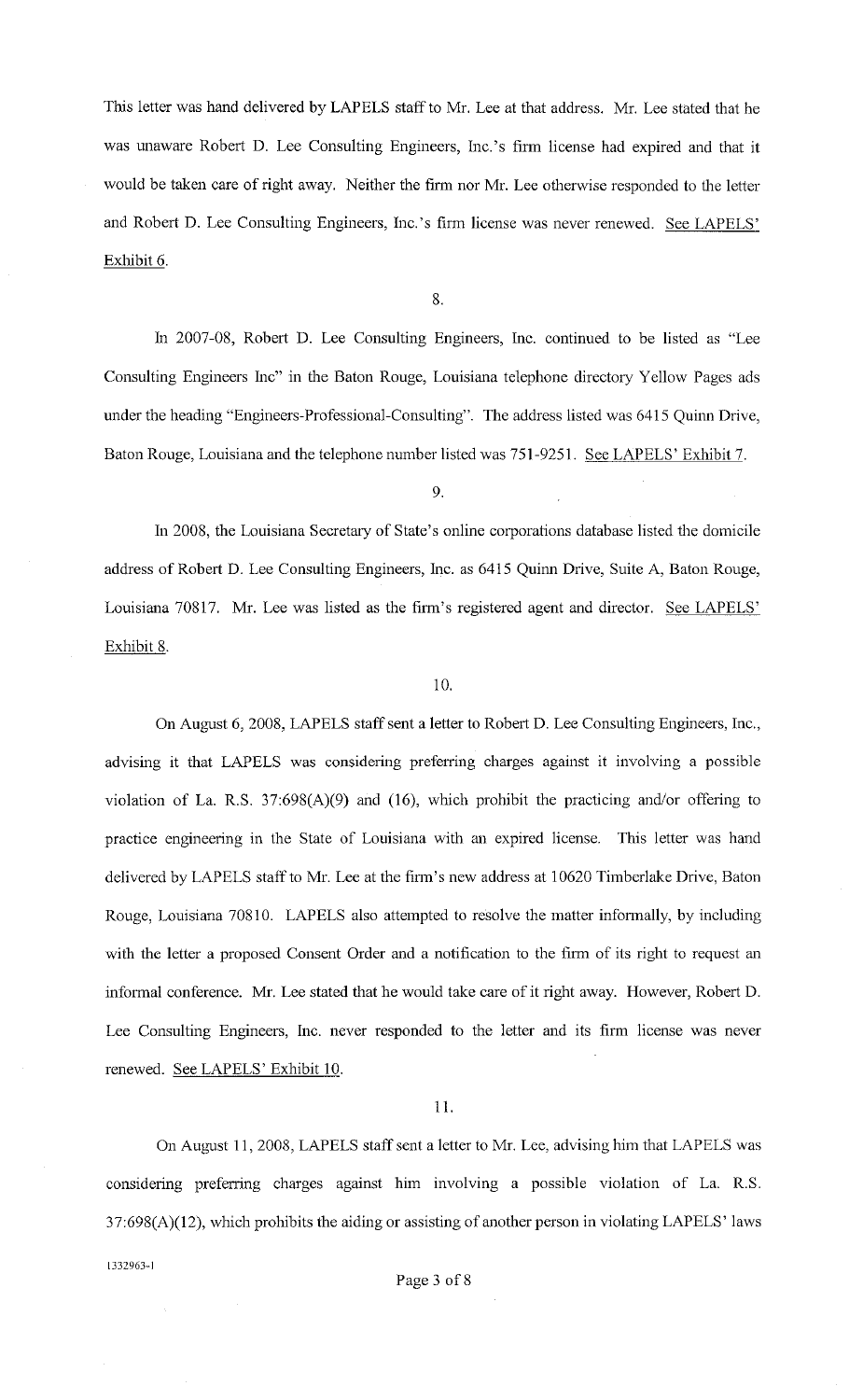This letter was hand delivered by LAPELS staff to Mr. Lee at that address. Mr. Lee stated that he was unaware Robert D. Lee Consulting Engineers, Inc.'s firm license had expired and that it would be taken care of right away. Neither the firm nor Mr. Lee otherwise responded to the letter and Robert D. Lee Consulting Engineers, Inc.'s firm license was never renewed. See LAPELS' Exhibit 6.

8.

In 2007-08, Robert D. Lee Consulting Engineers, Inc. continued to be listed as "Lee Consulting Engineers Inc" in the Baton Rouge, Louisiana telephone directory Yellow Pages ads under the heading "Engineers-Professional-Consulting". The address listed was 6415 Quinn Drive, Baton Rouge, Louisiana and the telephone number listed was 751-9251. See LAPELS' Exhibit 7.

9.

In 2008, the Louisiana Secretary of State's online corporations database listed the domicile address of Robert D. Lee Consulting Engineers, Inc. as 6415 Quinn Drive, Suite A, Baton Rouge, Louisiana 70817. Mr. Lee was listed as the firm's registered agent and director. See LAPELS' Exhibit 8.

10.

On August 6, 2008, LAPELS staff sent a letter to Robert D. Lee Consulting Engineers, Inc., advising it that LAPELS was considering preferring charges against it involving a possible violation of La. R.S. 37:698(A)(9) and (16), which prohibit the practicing and/or offering to practice engineering in the State of Louisiana with an expired license. This letter was hand delivered by LAPELS staff to Mr. Lee at the firm's new address at 10620 Timberlake Drive, Baton Rouge, Louisiana 70810. LAPELS also attempted to resolve the matter informally, by including with the letter a proposed Consent Order and a notification to the firm of its right to request an informal conference. Mr. Lee stated that he would take care of it right away. However, Robert D. Lee Consulting Engineers, Inc. never responded to the letter and its firm license was never renewed. See LAPELS' Exhibit 10.

11.

On August 11, 2008, LAPELS staff sent a letter to Mr. Lee, advising him that LAPELS was considering preferring charges against him involving a possible violation of La. R.S. 37:698(A)(12), which prohibits the aiding or assisting of another person in violating LAPELS' laws

1332963-1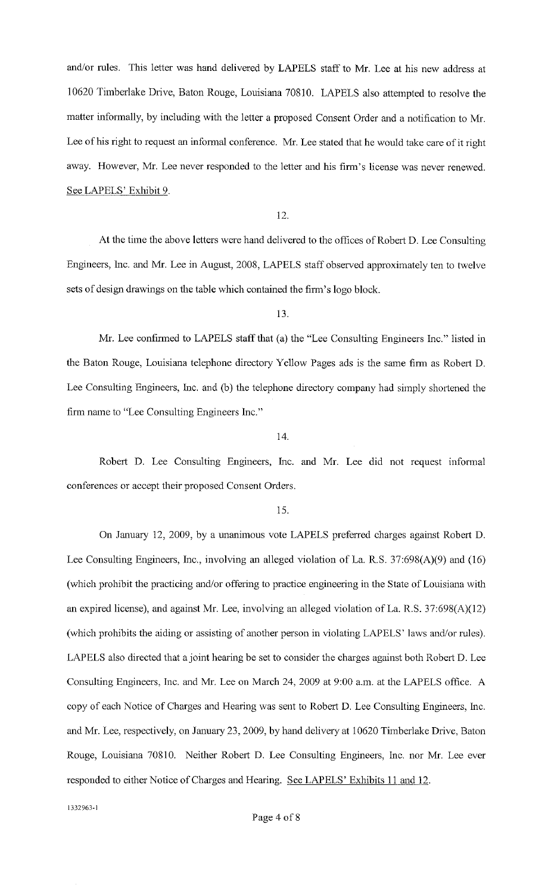and/or rules. This letter was hand delivered by LAPELS staff to Mr. Lee at his new address at 10620 Timberlake Drive, Baton Rouge, Louisiana 70810. LAPELS also attempted to resolve the matter informally, by including with the letter a proposed Consent Order and a notification to Mr. Lee of his right to request an informal conference. Mr. Lee stated that he would take care of it right away. However, Mr. Lee never responded to the letter and his firm's license was never renewed. See LAPELS' Exhibit 9.

12.

At the time the above letters were hand delivered to the offices of Robert D. Lee Consulting Engineers, Inc. and Mr. Lee in August, 2008, LAPELS staff observed approximately ten to twelve sets of design drawings on the table which contained the firm's logo block.

13.

Mr. Lee confirmed to LAPELS staff that (a) the "Lee Consulting Engineers Inc." listed in the Baton Rouge, Louisiana telephone directory Yellow Pages ads is the same firm as Robert D. Lee Consulting Engineers, Inc. and (b) the telephone directory company had simply shortened the firm name to "Lee Consulting Engineers Inc."

14.

Robert D. Lee Consulting Engineers, Inc. and Mr. Lee did not request informal conferences or accept their proposed Consent Orders.

15.

On January 12, 2009, by a unanimous vote LAPELS preferred charges against Robert D. Lee Consulting Engineers, Inc., involving an alleged violation of La. R.S. 37:698(A)(9) and (16) (which prohibit the practicing and/or offering to practice engineering in the State of Louisiana with an expired license), and against Mr. Lee, involving an alleged violation of La. R.S. 37:698(A)(12) (which prohibits the aiding or assisting of another person in violating LAPELS' laws and/or rules). LAPELS also directed that a joint hearing be set to consider the charges against both Robert D. Lee Consulting Engineers, Inc. and Mr. Lee on March 24, 2009 at 9:00 a.m. at the LAPELS office. A copy of each Notice of Charges and Hearing was sent to Robert D. Lee Consulting Engineers, Inc. and Mr. Lee, respectively, on January 23, 2009, by hand delivery at 10620 Timberlake Drive, Baton Rouge, Louisiana 70810. Neither Robert D. Lee Consulting Engineers, Inc. nor Mr. Lee ever responded to either Notice of Charges and Hearing. See LAPELS' Exhibits 11 and 12.

1332963-1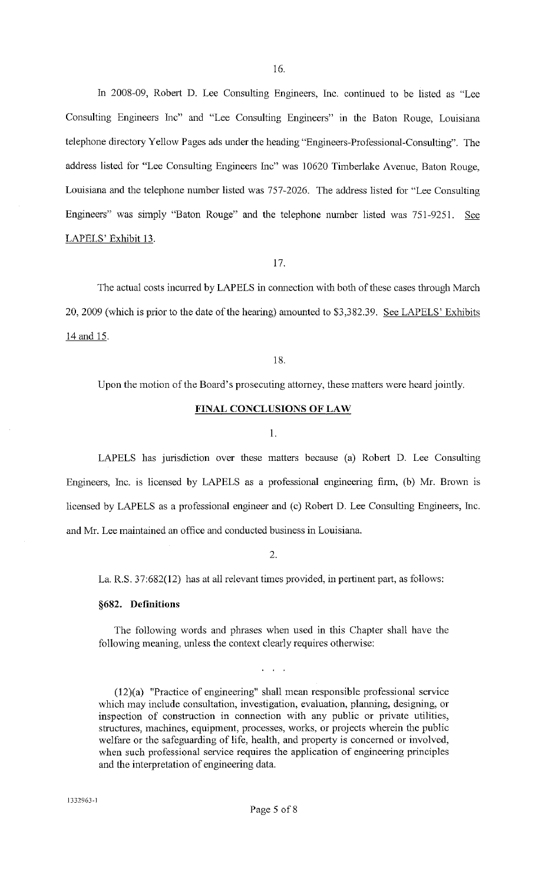16.

In 2008-09, Robert D. Lee Consulting Engineers, Inc. continued to be listed as "Lee Consulting Engineers Inc" and "Lee Consulting Engineers" in the Baton Rouge, Louisiana telephone directory Yellow Pages ads under the heading "Engineers-Professional-Consulting". The address listed for "Lee Consulting Engineers Inc" was 10620 Timberlake Avenue, Baton Rouge, Louisiana and the telephone number listed was 757-2026. The address listed for "Lee Consulting Engineers" was simply "Baton Rouge" and the telephone number listed was 751-9251. See LAPELS' Exhibit 13.

17.

The actual costs incurred by LAPELS in connection with both of these cases through March 20, 2009 (which is prior to the date of the hearing) amounted to $3,382.39. See LAPELS' Exhibits 14 and 15.

18.

Upon the motion of the Board's prosecuting attorney, these matters were heard jointly.

## FINAL CONCLUSIONS OF LAW

1.

LAPELS has jurisdiction over these matters because (a) Robert D. Lee Consulting Engineers, Inc. is licensed by LAPELS as a professional engineering firm, (b) Mr. Brown is licensed by LAPELS as a professional engineer and (c) Robert D. Lee Consulting Engineers, Inc. and Mr. Lee maintained an office and conducted business in Louisiana.

2.

La. R.S. 37:682(12) has at all relevant times provided, in pertinent part, as follows:

**§682. Definitions**

The following words and phrases when used in this Chapter shall have the following meaning, unless the context clearly requires otherwise:

. . .

(12)(a) "Practice of engineering" shall mean responsible professional service which may include consultation, investigation, evaluation, planning, designing, or inspection of construction in connection with any public or private utilities, structures, machines, equipment, processes, works, or projects wherein the public welfare or the safeguarding of life, health, and property is concerned or involved, when such professional service requires the application of engineering principles and the interpretation of engineering data.

1332963-1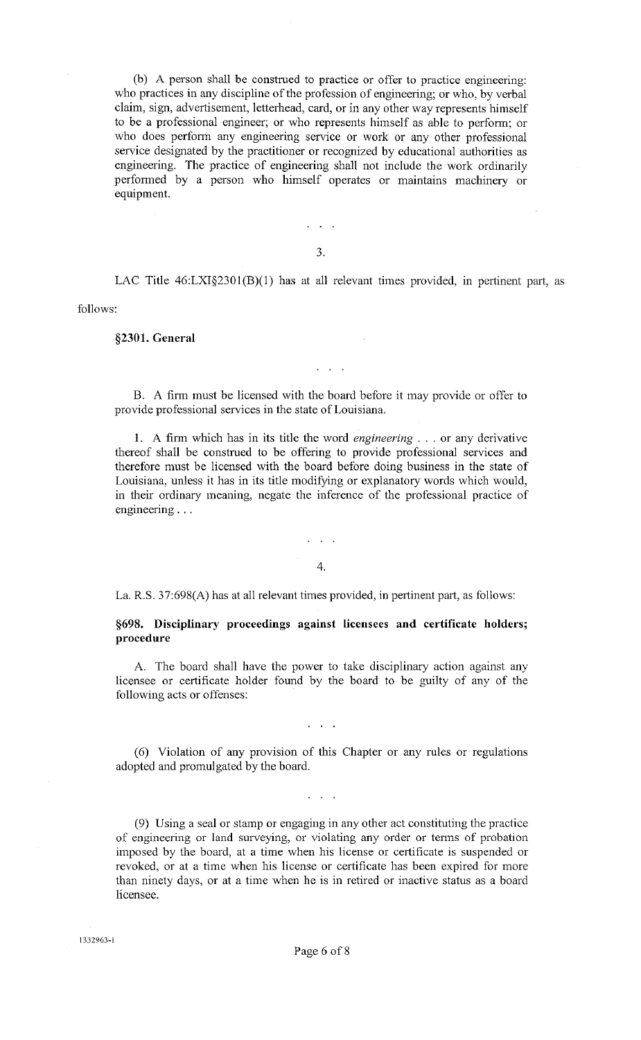(b) A person shall be construed to practice or offer to practice engineering: who practices in any discipline of the profession of engineering; or who, by verbal claim, sign, advertisement, letterhead, card, or in any other way represents himself to be a professional engineer; or who represents himself as able to perform; or who does perform any engineering service or work or any other professional service designated by the practitioner or recognized by educational authorities as engineering. The practice of engineering shall not include the work ordinarily performed by a person who himself operates or maintains machinery or equipment.

. . .

3.

LAC Title 46:LXI§2301(B)(1) has at all relevant times provided, in pertinent part, as follows:

**§2301. General**

. . .

B. A firm must be licensed with the board before it may provide or offer to provide professional services in the state of Louisiana.

1. A firm which has in its title the word *engineering* . . . or any derivative thereof shall be construed to be offering to provide professional services and therefore must be licensed with the board before doing business in the state of Louisiana, unless it has in its title modifying or explanatory words which would, in their ordinary meaning, negate the inference of the professional practice of engineering . . .

. . .

4.

La. R.S. 37:698(A) has at all relevant times provided, in pertinent part, as follows:

**§698. Disciplinary proceedings against licensees and certificate holders; procedure**

A. The board shall have the power to take disciplinary action against any licensee or certificate holder found by the board to be guilty of any of the following acts or offenses:

. . .

(6) Violation of any provision of this Chapter or any rules or regulations adopted and promulgated by the board.

. . .

(9) Using a seal or stamp or engaging in any other act constituting the practice of engineering or land surveying, or violating any order or terms of probation imposed by the board, at a time when his license or certificate is suspended or revoked, or at a time when his license or certificate has been expired for more than ninety days, or at a time when he is in retired or inactive status as a board licensee.

1332963-1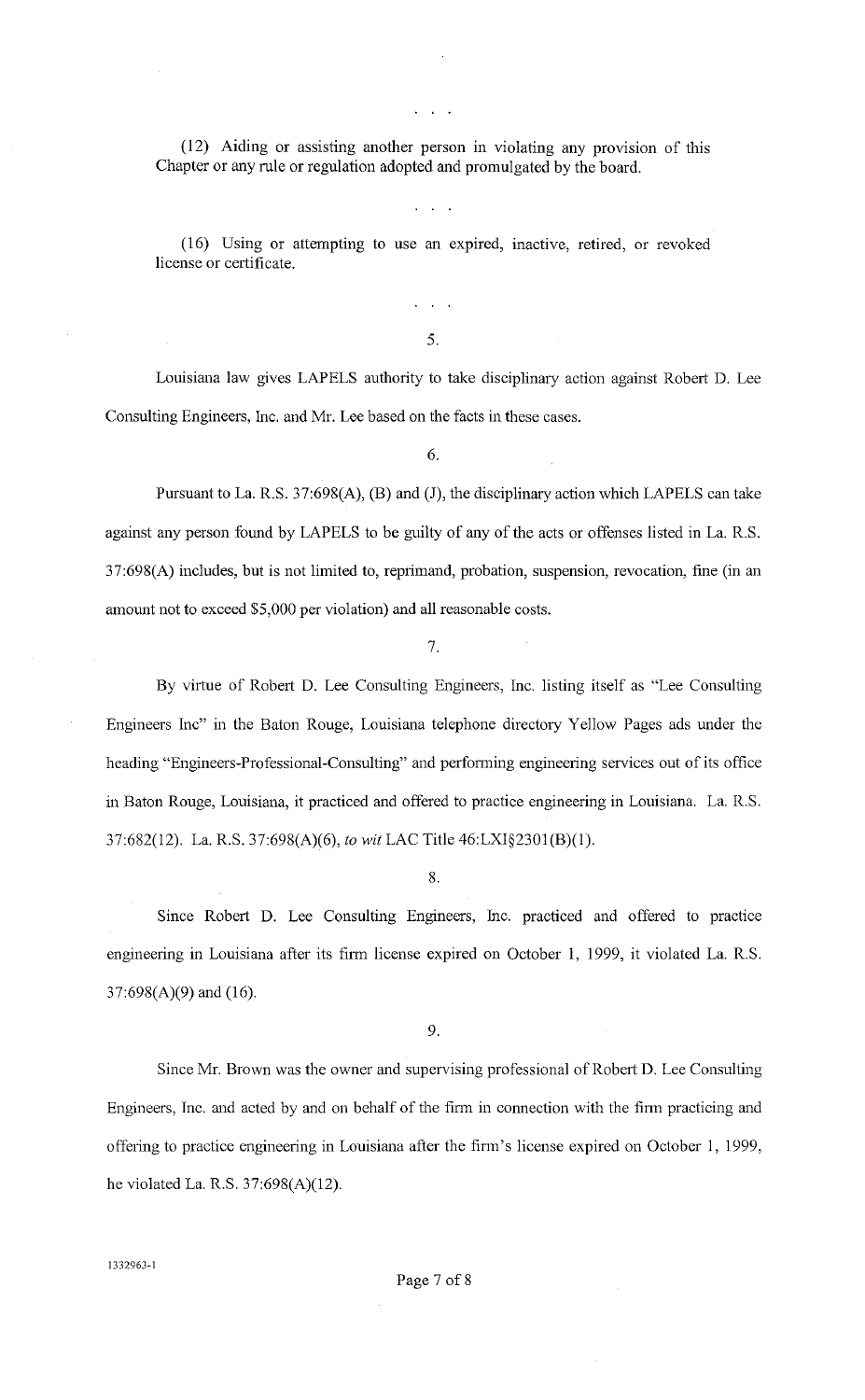. . .

(12) Aiding or assisting another person in violating any provision of this Chapter or any rule or regulation adopted and promulgated by the board.

. . .

(16) Using or attempting to use an expired, inactive, retired, or revoked license or certificate.

. . .

5.

Louisiana law gives LAPELS authority to take disciplinary action against Robert D. Lee Consulting Engineers, Inc. and Mr. Lee based on the facts in these cases.

6.

Pursuant to La. R.S. 37:698(A), (B) and (J), the disciplinary action which LAPELS can take against any person found by LAPELS to be guilty of any of the acts or offenses listed in La. R.S. 37:698(A) includes, but is not limited to, reprimand, probation, suspension, revocation, fine (in an amount not to exceed $5,000 per violation) and all reasonable costs.

7.

By virtue of Robert D. Lee Consulting Engineers, Inc. listing itself as "Lee Consulting Engineers Inc" in the Baton Rouge, Louisiana telephone directory Yellow Pages ads under the heading "Engineers-Professional-Consulting" and performing engineering services out of its office in Baton Rouge, Louisiana, it practiced and offered to practice engineering in Louisiana. La. R.S. 37:682(12). La. R.S. 37:698(A)(6), *to wit* LAC Title 46:LXI§2301(B)(1).

8.

Since Robert D. Lee Consulting Engineers, Inc. practiced and offered to practice engineering in Louisiana after its firm license expired on October 1, 1999, it violated La. R.S. 37:698(A)(9) and (16).

9.

Since Mr. Brown was the owner and supervising professional of Robert D. Lee Consulting Engineers, Inc. and acted by and on behalf of the firm in connection with the firm practicing and offering to practice engineering in Louisiana after the firm's license expired on October 1, 1999, he violated La. R.S. 37:698(A)(12).

1332963-1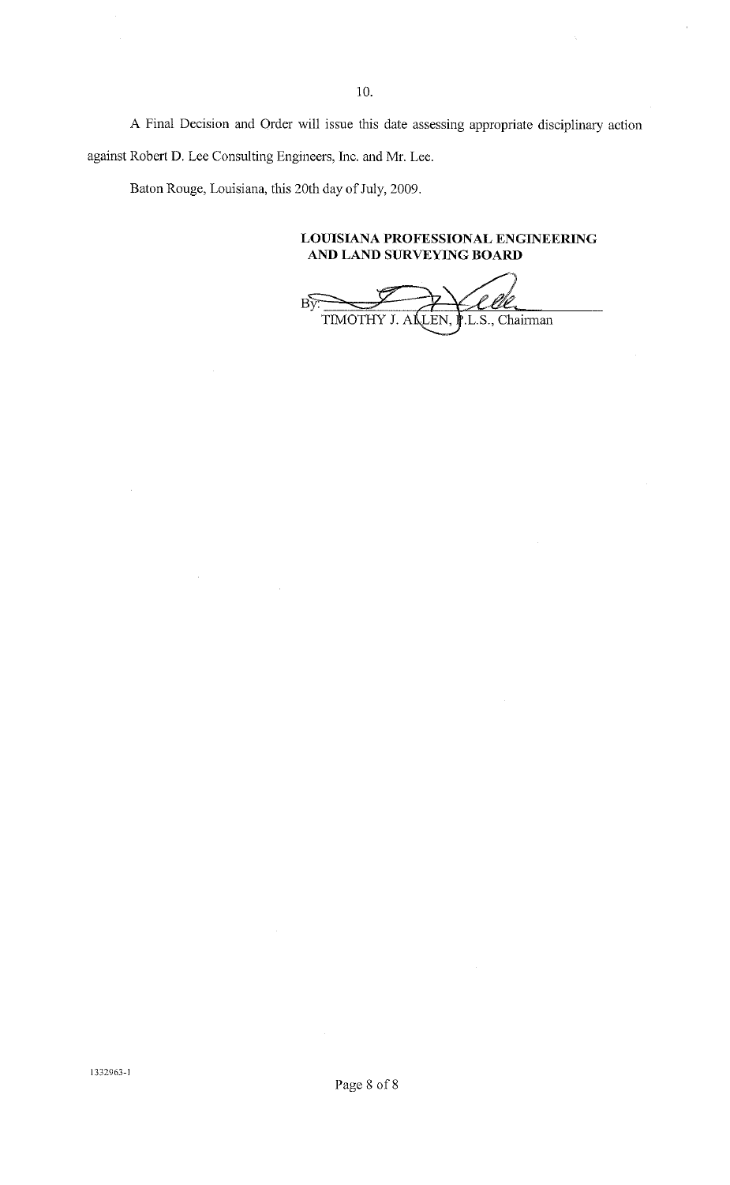10.

A Final Decision and Order will issue this date assessing appropriate disciplinary action against Robert D. Lee Consulting Engineers, Inc. and Mr. Lee.

Baton Rouge, Louisiana, this 20th day of July, 2009.

**LOUISIANA PROFESSIONAL ENGINEERING AND LAND SURVEYING BOARD**

By: ______________________________
TIMOTHY J. ALLEN, P.L.S., Chairman

1332963-1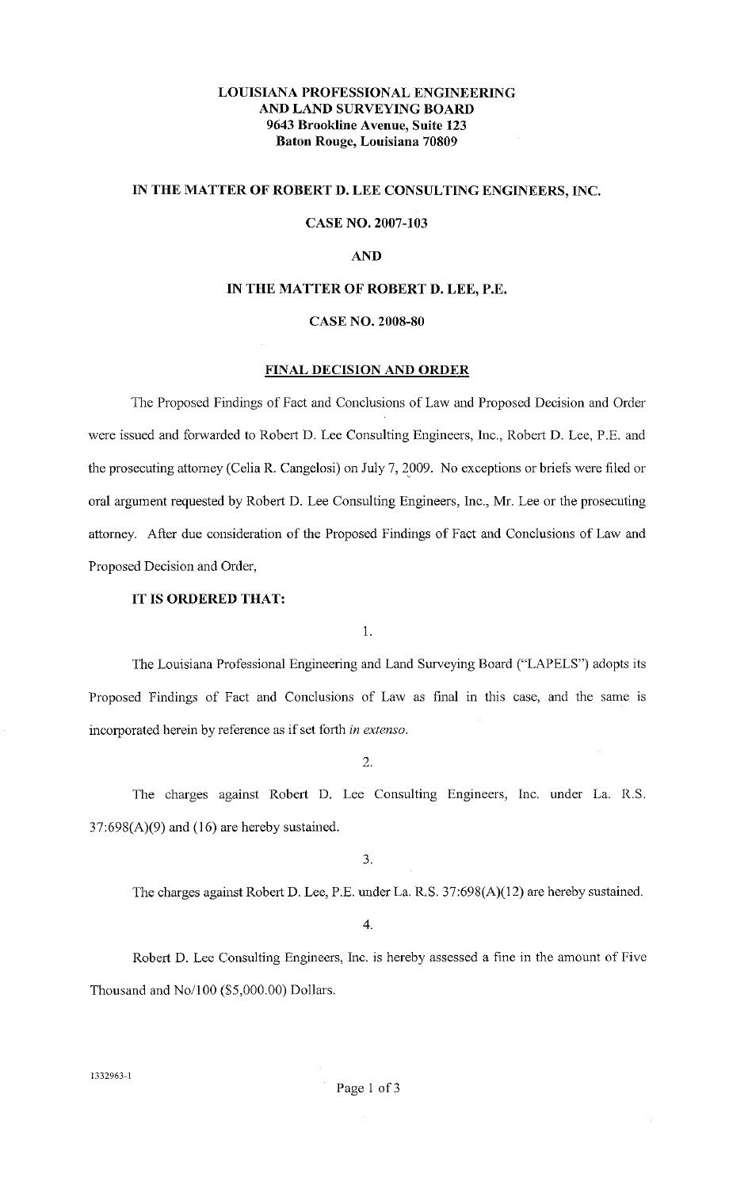**LOUISIANA PROFESSIONAL ENGINEERING AND LAND SURVEYING BOARD**
**9643 Brookline Avenue, Suite 123**
**Baton Rouge, Louisiana 70809**

**IN THE MATTER OF ROBERT D. LEE CONSULTING ENGINEERS, INC.**

**CASE NO. 2007-103**

**AND**

**IN THE MATTER OF ROBERT D. LEE, P.E.**

**CASE NO. 2008-80**

**FINAL DECISION AND ORDER**

The Proposed Findings of Fact and Conclusions of Law and Proposed Decision and Order were issued and forwarded to Robert D. Lee Consulting Engineers, Inc., Robert D. Lee, P.E. and the prosecuting attorney (Celia R. Cangelosi) on July 7, 2009. No exceptions or briefs were filed or oral argument requested by Robert D. Lee Consulting Engineers, Inc., Mr. Lee or the prosecuting attorney. After due consideration of the Proposed Findings of Fact and Conclusions of Law and Proposed Decision and Order,

**IT IS ORDERED THAT:**

1.

The Louisiana Professional Engineering and Land Surveying Board ("LAPELS") adopts its Proposed Findings of Fact and Conclusions of Law as final in this case, and the same is incorporated herein by reference as if set forth *in extenso*.

2.

The charges against Robert D. Lee Consulting Engineers, Inc. under La. R.S. 37:698(A)(9) and (16) are hereby sustained.

3.

The charges against Robert D. Lee, P.E. under La. R.S. 37:698(A)(12) are hereby sustained.

4.

Robert D. Lee Consulting Engineers, Inc. is hereby assessed a fine in the amount of Five Thousand and No/100 ($5,000.00) Dollars.

1332963-1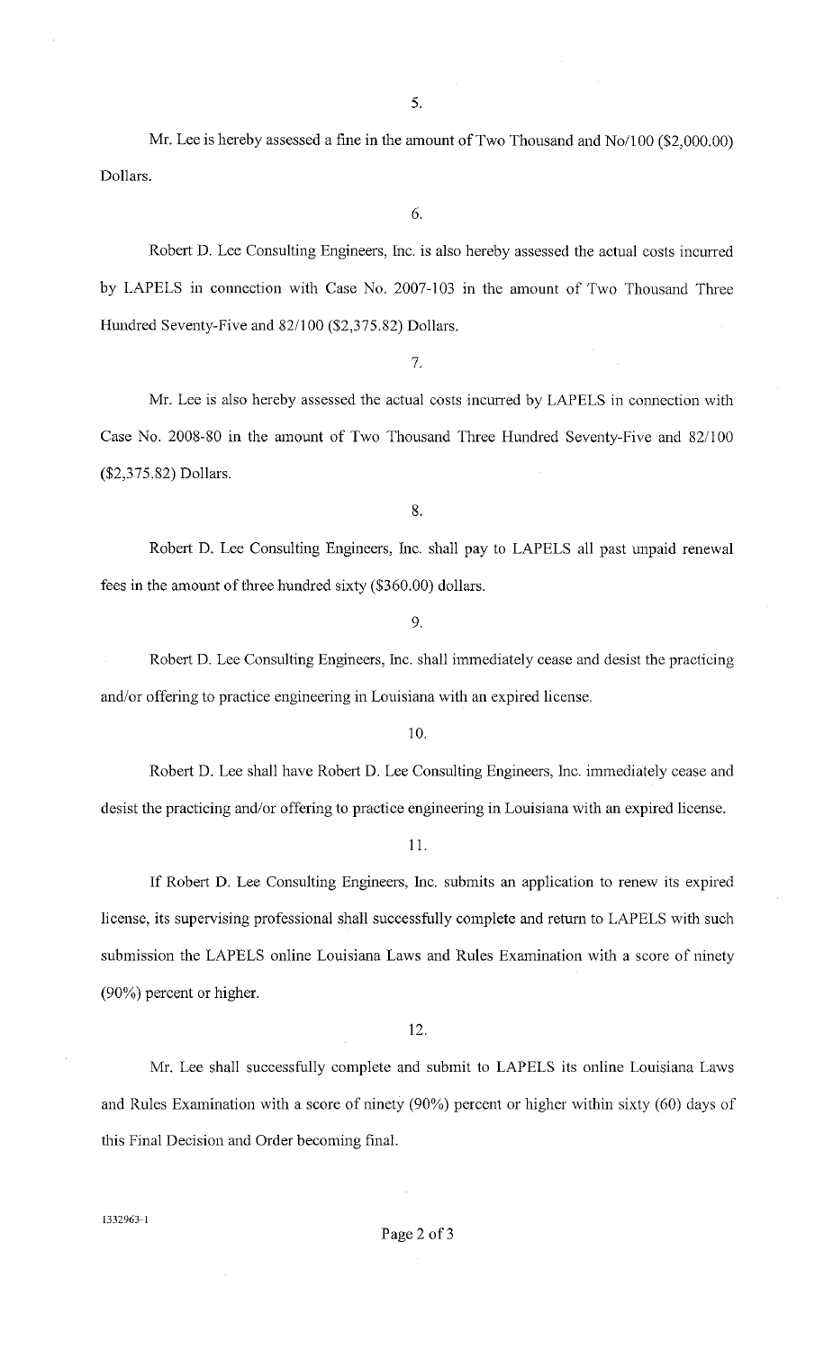5.

Mr. Lee is hereby assessed a fine in the amount of Two Thousand and No/100 ($2,000.00) Dollars.

6.

Robert D. Lee Consulting Engineers, Inc. is also hereby assessed the actual costs incurred by LAPELS in connection with Case No. 2007-103 in the amount of Two Thousand Three Hundred Seventy-Five and 82/100 ($2,375.82) Dollars.

7.

Mr. Lee is also hereby assessed the actual costs incurred by LAPELS in connection with Case No. 2008-80 in the amount of Two Thousand Three Hundred Seventy-Five and 82/100 ($2,375.82) Dollars.

8.

Robert D. Lee Consulting Engineers, Inc. shall pay to LAPELS all past unpaid renewal fees in the amount of three hundred sixty ($360.00) dollars.

9.

Robert D. Lee Consulting Engineers, Inc. shall immediately cease and desist the practicing and/or offering to practice engineering in Louisiana with an expired license.

10.

Robert D. Lee shall have Robert D. Lee Consulting Engineers, Inc. immediately cease and desist the practicing and/or offering to practice engineering in Louisiana with an expired license.

11.

If Robert D. Lee Consulting Engineers, Inc. submits an application to renew its expired license, its supervising professional shall successfully complete and return to LAPELS with such submission the LAPELS online Louisiana Laws and Rules Examination with a score of ninety (90%) percent or higher.

12.

Mr. Lee shall successfully complete and submit to LAPELS its online Louisiana Laws and Rules Examination with a score of ninety (90%) percent or higher within sixty (60) days of this Final Decision and Order becoming final.

1332963-1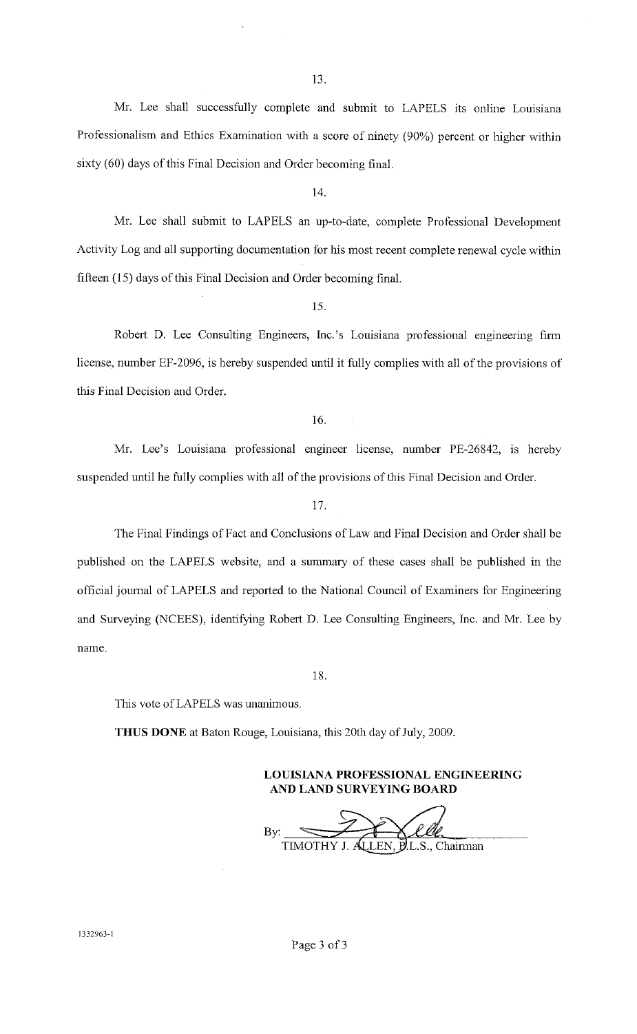13.

Mr. Lee shall successfully complete and submit to LAPELS its online Louisiana Professionalism and Ethics Examination with a score of ninety (90%) percent or higher within sixty (60) days of this Final Decision and Order becoming final.

14.

Mr. Lee shall submit to LAPELS an up-to-date, complete Professional Development Activity Log and all supporting documentation for his most recent complete renewal cycle within fifteen (15) days of this Final Decision and Order becoming final.

15.

Robert D. Lee Consulting Engineers, Inc.'s Louisiana professional engineering firm license, number EF-2096, is hereby suspended until it fully complies with all of the provisions of this Final Decision and Order.

16.

Mr. Lee's Louisiana professional engineer license, number PE-26842, is hereby suspended until he fully complies with all of the provisions of this Final Decision and Order.

17.

The Final Findings of Fact and Conclusions of Law and Final Decision and Order shall be published on the LAPELS website, and a summary of these cases shall be published in the official journal of LAPELS and reported to the National Council of Examiners for Engineering and Surveying (NCEES), identifying Robert D. Lee Consulting Engineers, Inc. and Mr. Lee by name.

18.

This vote of LAPELS was unanimous.

**THUS DONE** at Baton Rouge, Louisiana, this 20th day of July, 2009.

**LOUISIANA PROFESSIONAL ENGINEERING AND LAND SURVEYING BOARD**

By: ______________________
TIMOTHY J. ALLEN, P.L.S., Chairman

1332963-1